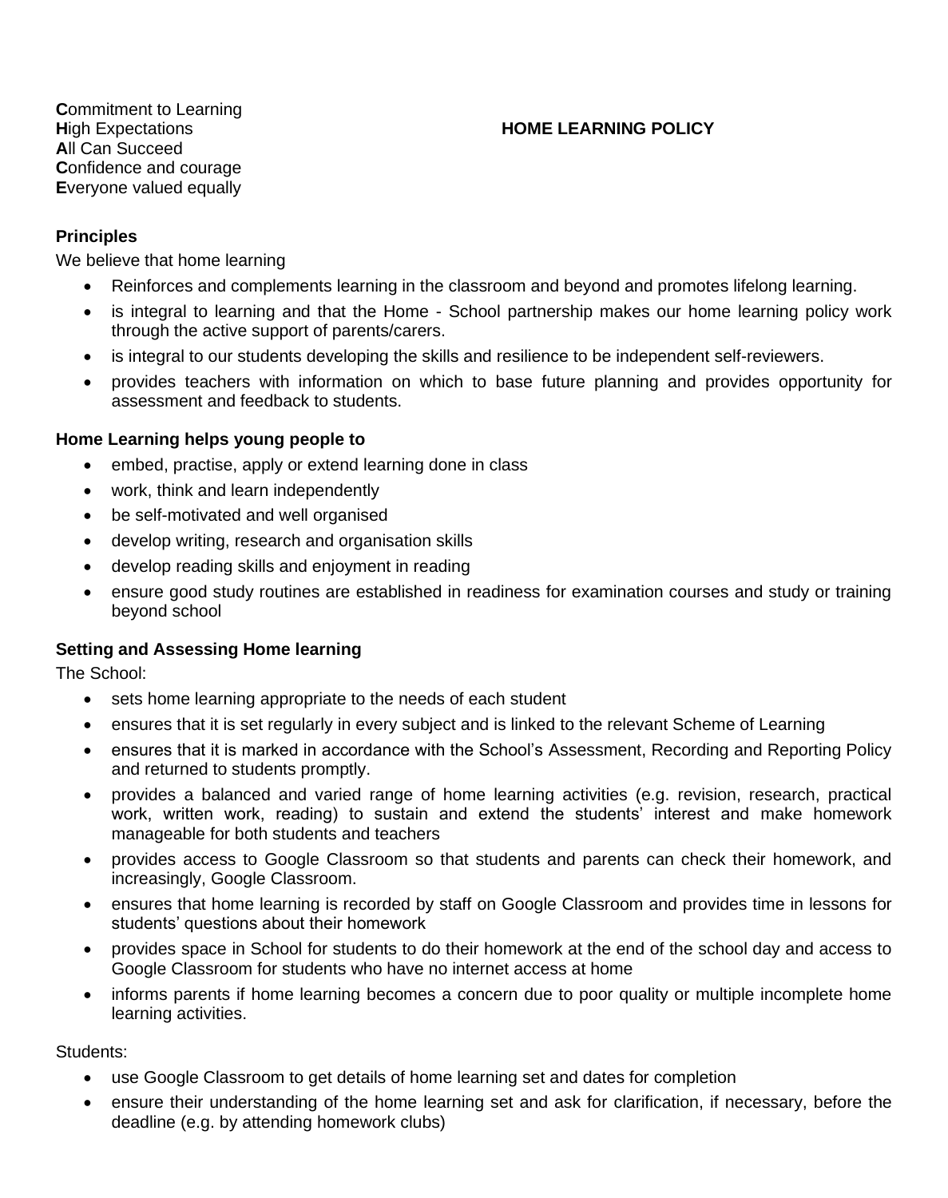**C**ommitment to Learning
**H**igh Expectations
**A**ll Can Succeed
**C**onfidence and courage
**E**veryone valued equally

# HOME LEARNING POLICY

### Principles

We believe that home learning

- Reinforces and complements learning in the classroom and beyond and promotes lifelong learning.
- is integral to learning and that the Home - School partnership makes our home learning policy work through the active support of parents/carers.
- is integral to our students developing the skills and resilience to be independent self-reviewers.
- provides teachers with information on which to base future planning and provides opportunity for assessment and feedback to students.

### Home Learning helps young people to

- embed, practise, apply or extend learning done in class
- work, think and learn independently
- be self-motivated and well organised
- develop writing, research and organisation skills
- develop reading skills and enjoyment in reading
- ensure good study routines are established in readiness for examination courses and study or training beyond school

### Setting and Assessing Home learning

The School:

- sets home learning appropriate to the needs of each student
- ensures that it is set regularly in every subject and is linked to the relevant Scheme of Learning
- ensures that it is marked in accordance with the School's Assessment, Recording and Reporting Policy and returned to students promptly.
- provides a balanced and varied range of home learning activities (e.g. revision, research, practical work, written work, reading) to sustain and extend the students' interest and make homework manageable for both students and teachers
- provides access to Google Classroom so that students and parents can check their homework, and increasingly, Google Classroom.
- ensures that home learning is recorded by staff on Google Classroom and provides time in lessons for students' questions about their homework
- provides space in School for students to do their homework at the end of the school day and access to Google Classroom for students who have no internet access at home
- informs parents if home learning becomes a concern due to poor quality or multiple incomplete home learning activities.

Students:

- use Google Classroom to get details of home learning set and dates for completion
- ensure their understanding of the home learning set and ask for clarification, if necessary, before the deadline (e.g. by attending homework clubs)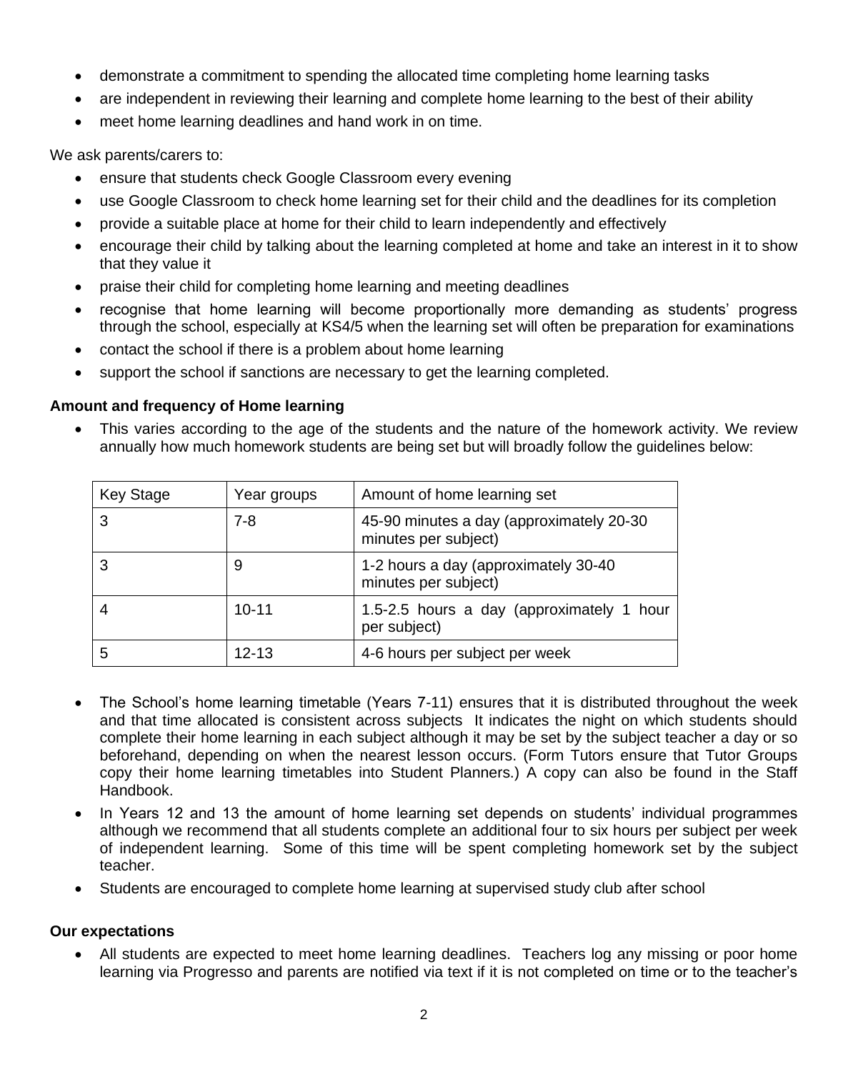- demonstrate a commitment to spending the allocated time completing home learning tasks
- are independent in reviewing their learning and complete home learning to the best of their ability
- meet home learning deadlines and hand work in on time.

We ask parents/carers to:

- ensure that students check Google Classroom every evening
- use Google Classroom to check home learning set for their child and the deadlines for its completion
- provide a suitable place at home for their child to learn independently and effectively
- encourage their child by talking about the learning completed at home and take an interest in it to show that they value it
- praise their child for completing home learning and meeting deadlines
- recognise that home learning will become proportionally more demanding as students' progress through the school, especially at KS4/5 when the learning set will often be preparation for examinations
- contact the school if there is a problem about home learning
- support the school if sanctions are necessary to get the learning completed.

**Amount and frequency of Home learning**

- This varies according to the age of the students and the nature of the homework activity. We review annually how much homework students are being set but will broadly follow the guidelines below:

| Key Stage | Year groups | Amount of home learning set |
| --- | --- | --- |
| 3 | 7-8 | 45-90 minutes a day (approximately 20-30 minutes per subject) |
| 3 | 9 | 1-2 hours a day (approximately 30-40 minutes per subject) |
| 4 | 10-11 | 1.5-2.5 hours a day (approximately 1 hour per subject) |
| 5 | 12-13 | 4-6 hours per subject per week |

- The School's home learning timetable (Years 7-11) ensures that it is distributed throughout the week and that time allocated is consistent across subjects It indicates the night on which students should complete their home learning in each subject although it may be set by the subject teacher a day or so beforehand, depending on when the nearest lesson occurs. (Form Tutors ensure that Tutor Groups copy their home learning timetables into Student Planners.) A copy can also be found in the Staff Handbook.
- In Years 12 and 13 the amount of home learning set depends on students' individual programmes although we recommend that all students complete an additional four to six hours per subject per week of independent learning. Some of this time will be spent completing homework set by the subject teacher.
- Students are encouraged to complete home learning at supervised study club after school

**Our expectations**

- All students are expected to meet home learning deadlines. Teachers log any missing or poor home learning via Progresso and parents are notified via text if it is not completed on time or to the teacher's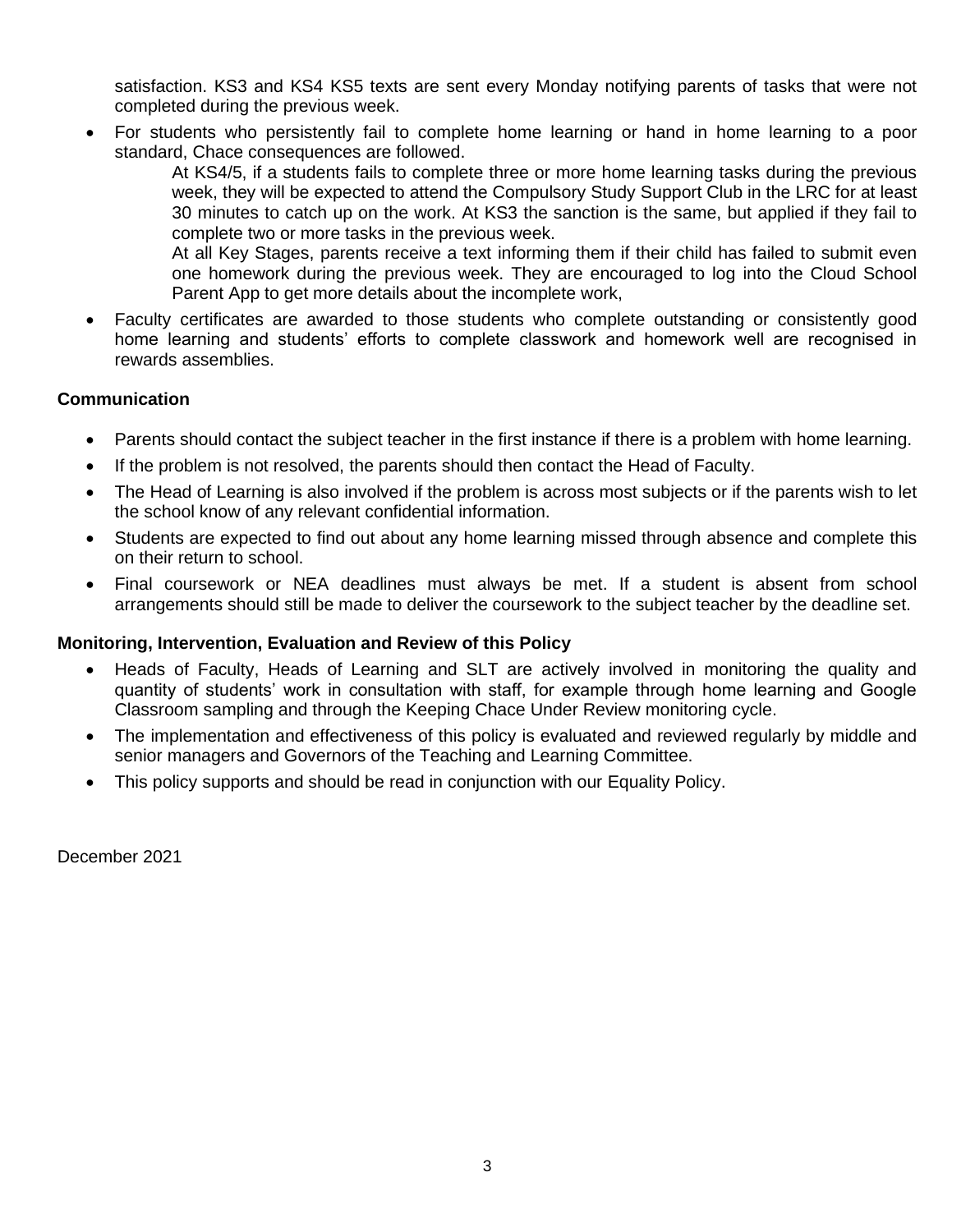satisfaction. KS3 and KS4 KS5 texts are sent every Monday notifying parents of tasks that were not completed during the previous week.

- For students who persistently fail to complete home learning or hand in home learning to a poor standard, Chace consequences are followed.

  At KS4/5, if a students fails to complete three or more home learning tasks during the previous week, they will be expected to attend the Compulsory Study Support Club in the LRC for at least 30 minutes to catch up on the work. At KS3 the sanction is the same, but applied if they fail to complete two or more tasks in the previous week.

  At all Key Stages, parents receive a text informing them if their child has failed to submit even one homework during the previous week. They are encouraged to log into the Cloud School Parent App to get more details about the incomplete work,

- Faculty certificates are awarded to those students who complete outstanding or consistently good home learning and students' efforts to complete classwork and homework well are recognised in rewards assemblies.

**Communication**

- Parents should contact the subject teacher in the first instance if there is a problem with home learning.
- If the problem is not resolved, the parents should then contact the Head of Faculty.
- The Head of Learning is also involved if the problem is across most subjects or if the parents wish to let the school know of any relevant confidential information.
- Students are expected to find out about any home learning missed through absence and complete this on their return to school.
- Final coursework or NEA deadlines must always be met. If a student is absent from school arrangements should still be made to deliver the coursework to the subject teacher by the deadline set.

**Monitoring, Intervention, Evaluation and Review of this Policy**

- Heads of Faculty, Heads of Learning and SLT are actively involved in monitoring the quality and quantity of students' work in consultation with staff, for example through home learning and Google Classroom sampling and through the Keeping Chace Under Review monitoring cycle.
- The implementation and effectiveness of this policy is evaluated and reviewed regularly by middle and senior managers and Governors of the Teaching and Learning Committee.
- This policy supports and should be read in conjunction with our Equality Policy.

December 2021